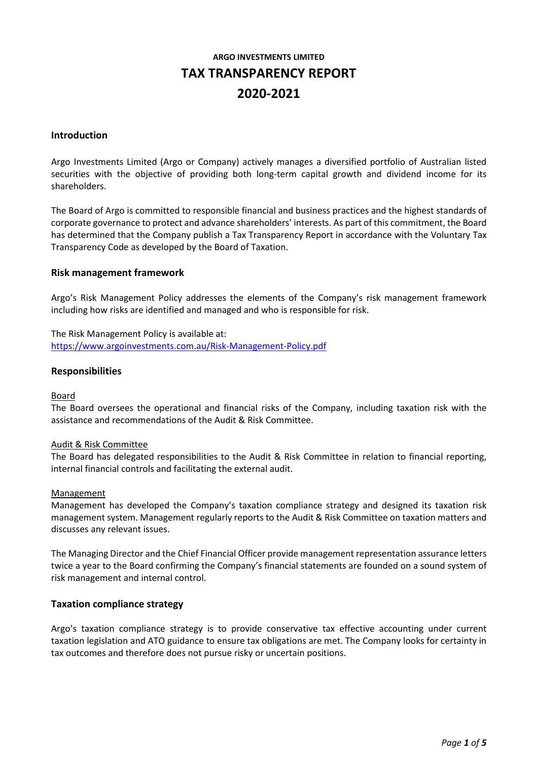**ARGO INVESTMENTS LIMITED**

# TAX TRANSPARENCY REPORT

# 2020-2021

## Introduction

Argo Investments Limited (Argo or Company) actively manages a diversified portfolio of Australian listed securities with the objective of providing both long-term capital growth and dividend income for its shareholders.

The Board of Argo is committed to responsible financial and business practices and the highest standards of corporate governance to protect and advance shareholders' interests. As part of this commitment, the Board has determined that the Company publish a Tax Transparency Report in accordance with the Voluntary Tax Transparency Code as developed by the Board of Taxation.

## Risk management framework

Argo's Risk Management Policy addresses the elements of the Company's risk management framework including how risks are identified and managed and who is responsible for risk.

The Risk Management Policy is available at:
[https://www.argoinvestments.com.au/Risk-Management-Policy.pdf](https://www.argoinvestments.com.au/Risk-Management-Policy.pdf)

## Responsibilities

Board

The Board oversees the operational and financial risks of the Company, including taxation risk with the assistance and recommendations of the Audit & Risk Committee.

Audit & Risk Committee

The Board has delegated responsibilities to the Audit & Risk Committee in relation to financial reporting, internal financial controls and facilitating the external audit.

Management

Management has developed the Company's taxation compliance strategy and designed its taxation risk management system. Management regularly reports to the Audit & Risk Committee on taxation matters and discusses any relevant issues.

The Managing Director and the Chief Financial Officer provide management representation assurance letters twice a year to the Board confirming the Company's financial statements are founded on a sound system of risk management and internal control.

## Taxation compliance strategy

Argo's taxation compliance strategy is to provide conservative tax effective accounting under current taxation legislation and ATO guidance to ensure tax obligations are met. The Company looks for certainty in tax outcomes and therefore does not pursue risky or uncertain positions.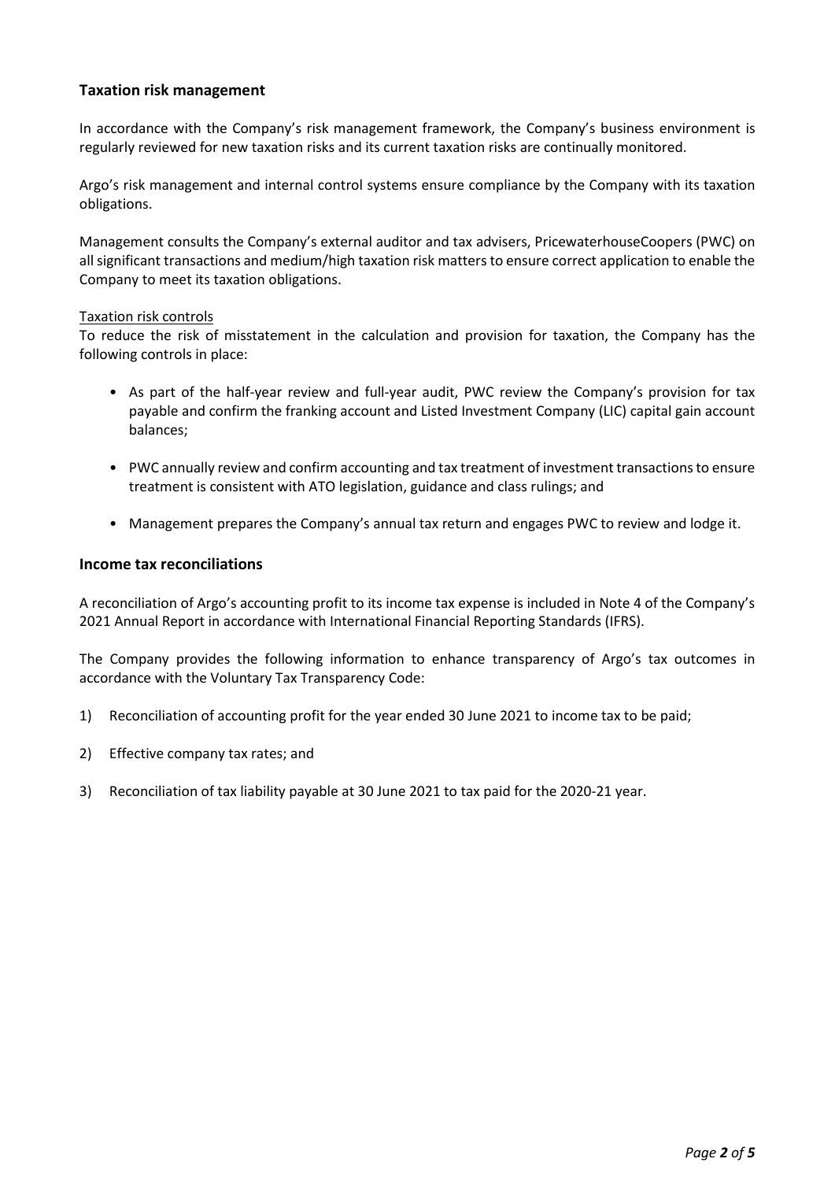## Taxation risk management

In accordance with the Company's risk management framework, the Company's business environment is regularly reviewed for new taxation risks and its current taxation risks are continually monitored.

Argo's risk management and internal control systems ensure compliance by the Company with its taxation obligations.

Management consults the Company's external auditor and tax advisers, PricewaterhouseCoopers (PWC) on all significant transactions and medium/high taxation risk matters to ensure correct application to enable the Company to meet its taxation obligations.

Taxation risk controls

To reduce the risk of misstatement in the calculation and provision for taxation, the Company has the following controls in place:

- As part of the half-year review and full-year audit, PWC review the Company's provision for tax payable and confirm the franking account and Listed Investment Company (LIC) capital gain account balances;
- PWC annually review and confirm accounting and tax treatment of investment transactions to ensure treatment is consistent with ATO legislation, guidance and class rulings; and
- Management prepares the Company's annual tax return and engages PWC to review and lodge it.

## Income tax reconciliations

A reconciliation of Argo's accounting profit to its income tax expense is included in Note 4 of the Company's 2021 Annual Report in accordance with International Financial Reporting Standards (IFRS).

The Company provides the following information to enhance transparency of Argo's tax outcomes in accordance with the Voluntary Tax Transparency Code:

1) Reconciliation of accounting profit for the year ended 30 June 2021 to income tax to be paid;
2) Effective company tax rates; and
3) Reconciliation of tax liability payable at 30 June 2021 to tax paid for the 2020-21 year.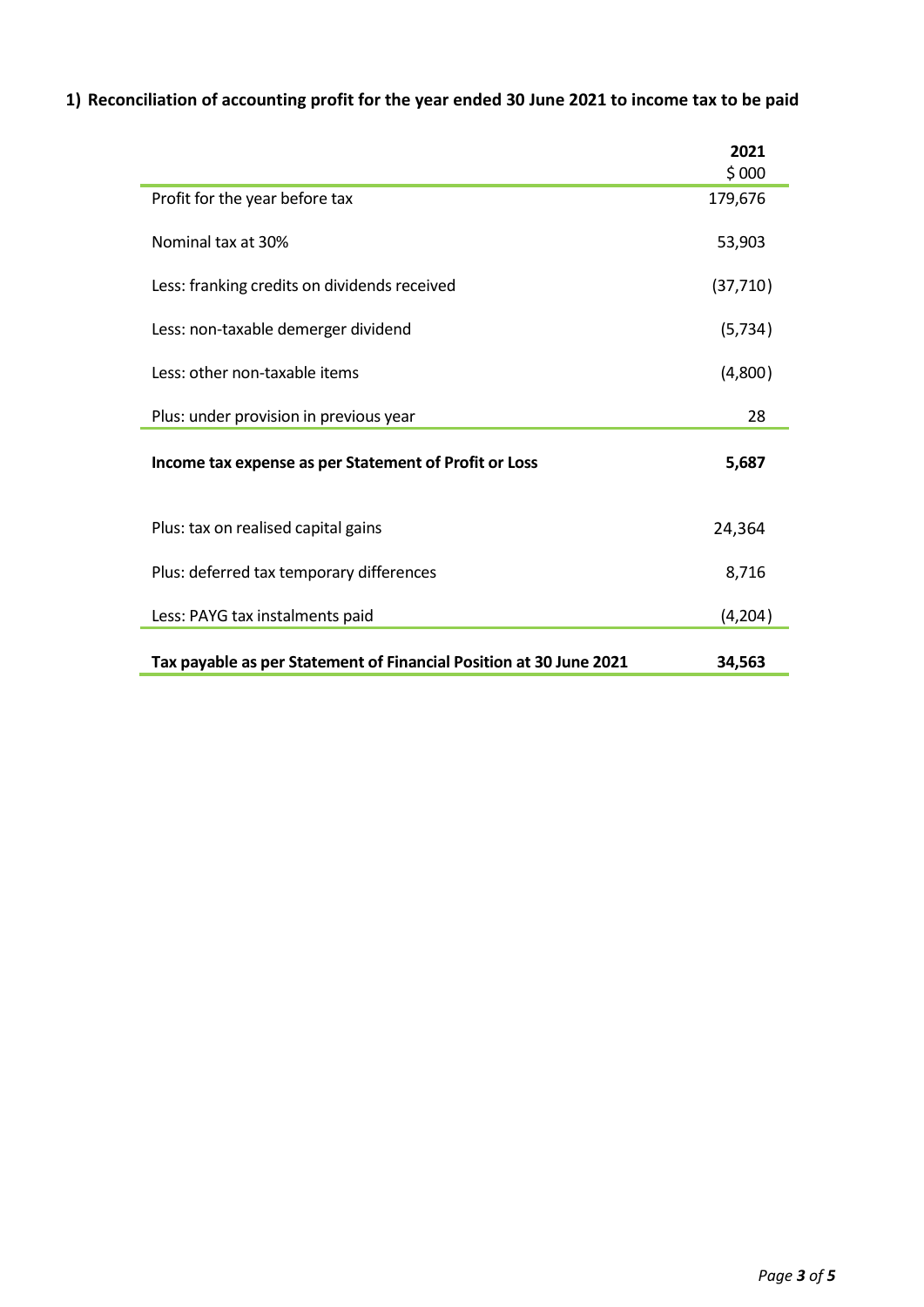## 1) Reconciliation of accounting profit for the year ended 30 June 2021 to income tax to be paid

| | 2021<br>$ 000 |
|---|---|
| Profit for the year before tax | 179,676 |
| Nominal tax at 30% | 53,903 |
| Less: franking credits on dividends received | (37,710) |
| Less: non-taxable demerger dividend | (5,734) |
| Less: other non-taxable items | (4,800) |
| Plus: under provision in previous year | 28 |
| **Income tax expense as per Statement of Profit or Loss** | **5,687** |
| Plus: tax on realised capital gains | 24,364 |
| Plus: deferred tax temporary differences | 8,716 |
| Less: PAYG tax instalments paid | (4,204) |
| **Tax payable as per Statement of Financial Position at 30 June 2021** | **34,563** |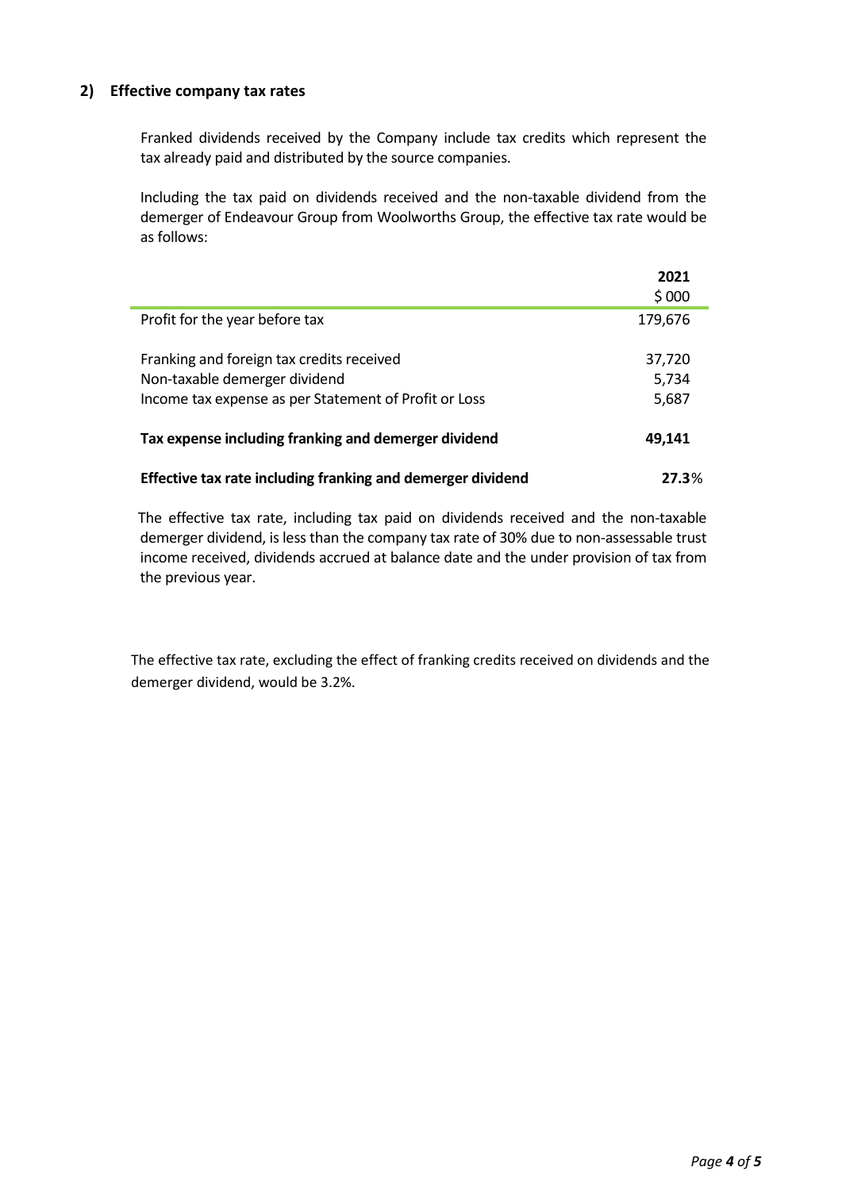## 2) Effective company tax rates

Franked dividends received by the Company include tax credits which represent the tax already paid and distributed by the source companies.

Including the tax paid on dividends received and the non-taxable dividend from the demerger of Endeavour Group from Woolworths Group, the effective tax rate would be as follows:

| | 2021<br>$ 000 |
|---|---|
| Profit for the year before tax | 179,676 |
| | |
| Franking and foreign tax credits received | 37,720 |
| Non-taxable demerger dividend | 5,734 |
| Income tax expense as per Statement of Profit or Loss | 5,687 |
| | |
| **Tax expense including franking and demerger dividend** | **49,141** |
| | |
| **Effective tax rate including franking and demerger dividend** | **27.3**% |

The effective tax rate, including tax paid on dividends received and the non-taxable demerger dividend, is less than the company tax rate of 30% due to non-assessable trust income received, dividends accrued at balance date and the under provision of tax from the previous year.

The effective tax rate, excluding the effect of franking credits received on dividends and the demerger dividend, would be 3.2%.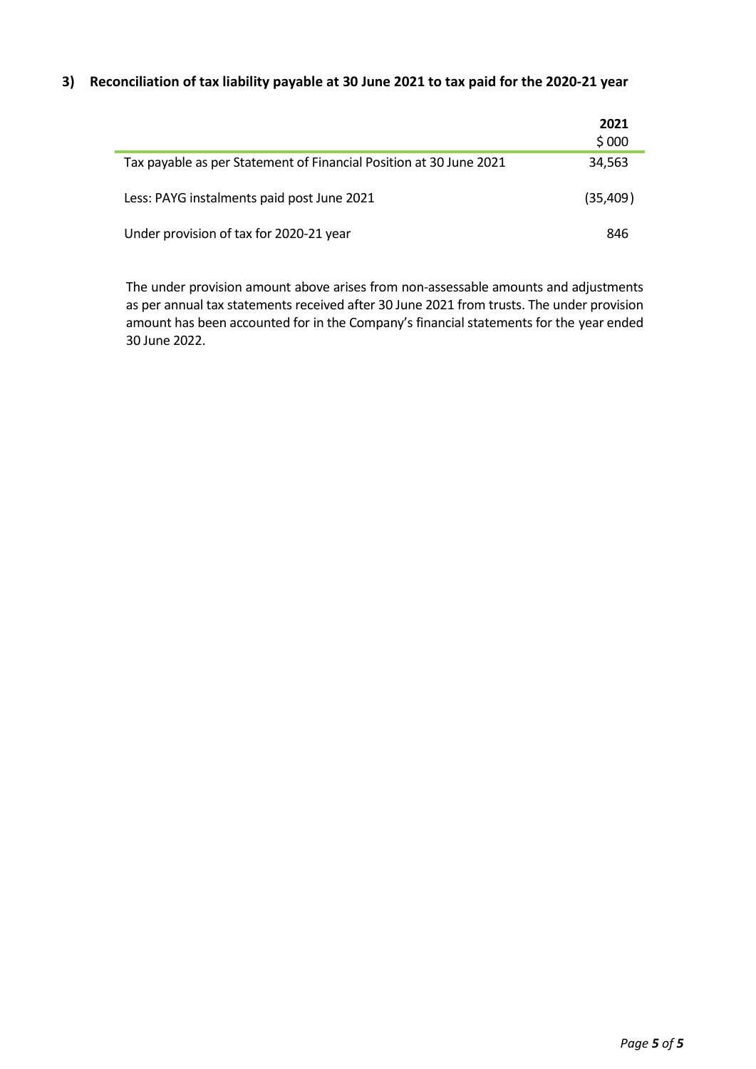## 3) Reconciliation of tax liability payable at 30 June 2021 to tax paid for the 2020-21 year

| | **2021** |
|---|---|
| | $ 000 |
| Tax payable as per Statement of Financial Position at 30 June 2021 | 34,563 |
| Less: PAYG instalments paid post June 2021 | (35,409) |
| Under provision of tax for 2020-21 year | 846 |

The under provision amount above arises from non-assessable amounts and adjustments as per annual tax statements received after 30 June 2021 from trusts. The under provision amount has been accounted for in the Company's financial statements for the year ended 30 June 2022.